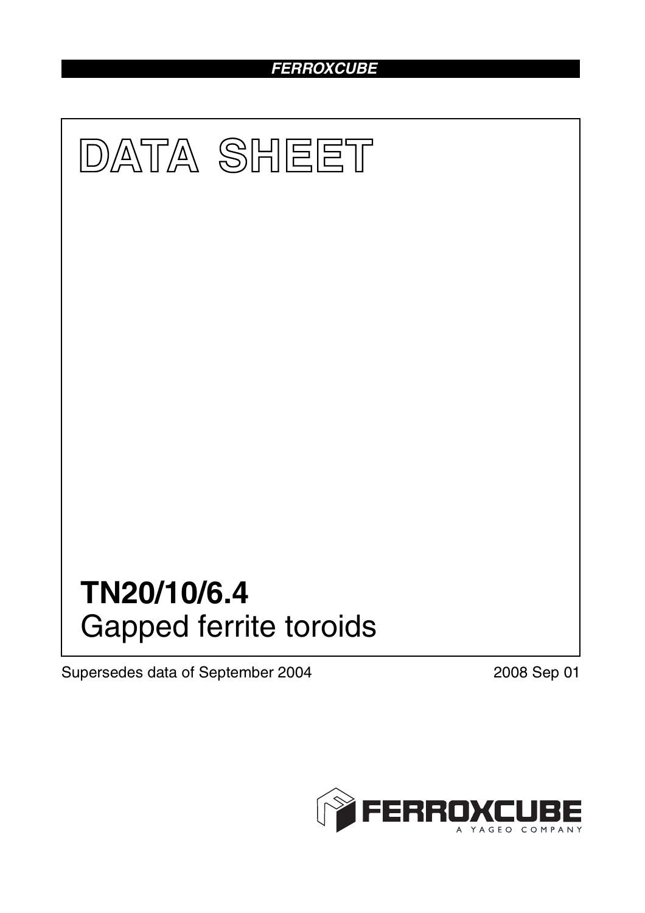**FERROXCUBE**

# DATA SHEET

# TN20/10/6.4

## Gapped ferrite toroids

Supersedes data of September 2004

2008 Sep 01

FERROXCUBE

A YAGEO COMPANY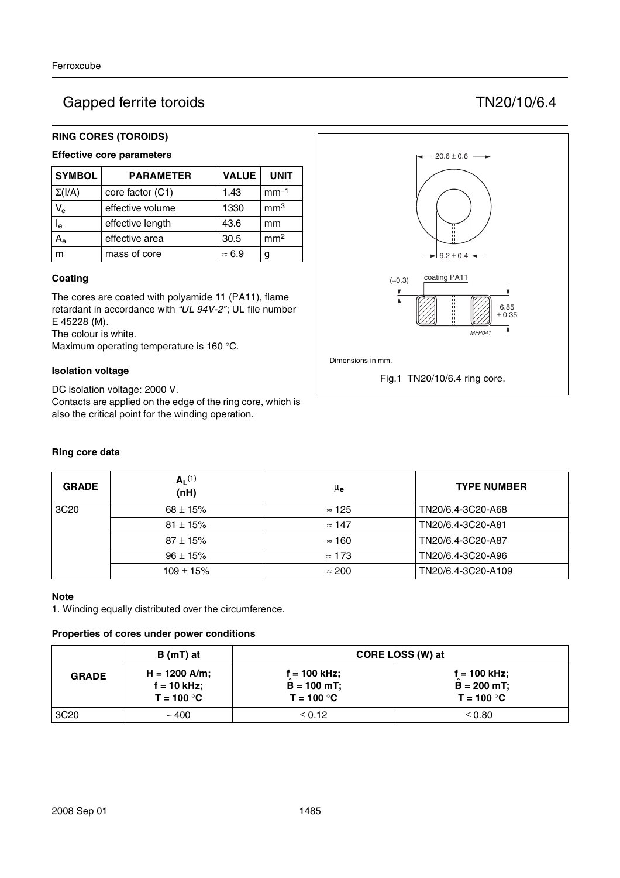# Gapped ferrite toroids

# TN20/10/6.4

## RING CORES (TOROIDS)

### Effective core parameters

| SYMBOL | PARAMETER | VALUE | UNIT |
|---|---|---|---|
| $\Sigma(I/A)$ | core factor (C1) | 1.43 | $mm^{-1}$ |
| $V_e$ | effective volume | 1330 | $mm^3$ |
| $l_e$ | effective length | 43.6 | mm |
| $A_e$ | effective area | 30.5 | $mm^2$ |
| m | mass of core | ≈ 6.9 | g |

### Coating

The cores are coated with polyamide 11 (PA11), flame retardant in accordance with *"UL 94V-2"*; UL file number E 45228 (M).
The colour is white.
Maximum operating temperature is 160 °C.

### Isolation voltage

DC isolation voltage: 2000 V.
Contacts are applied on the edge of the ring core, which is also the critical point for the winding operation.

20.6 ± 0.6

9.2 ± 0.4

(≈0.3) coating PA11

6.85 ± 0.35

MFP041

Dimensions in mm.

Fig.1 TN20/10/6.4 ring core.

### Ring core data

| GRADE | $A_L$ (1) (nH) | $\mu_e$ | TYPE NUMBER |
|---|---|---|---|
| 3C20 | 68 ± 15% | ≈ 125 | TN20/6.4-3C20-A68 |
| | 81 ± 15% | ≈ 147 | TN20/6.4-3C20-A81 |
| | 87 ± 15% | ≈ 160 | TN20/6.4-3C20-A87 |
| | 96 ± 15% | ≈ 173 | TN20/6.4-3C20-A96 |
| | 109 ± 15% | ≈ 200 | TN20/6.4-3C20-A109 |

### Note

1. Winding equally distributed over the circumference.

### Properties of cores under power conditions

| GRADE | B (mT) at | CORE LOSS (W) at | |
|---|---|---|---|
| | H = 1200 A/m; f = 10 kHz; T = 100 °C | f = 100 kHz; $\hat{B}$ = 100 mT; T = 100 °C | f = 100 kHz; $\hat{B}$ = 200 mT; T = 100 °C |
| 3C20 | ~ 400 | ≤ 0.12 | ≤ 0.80 |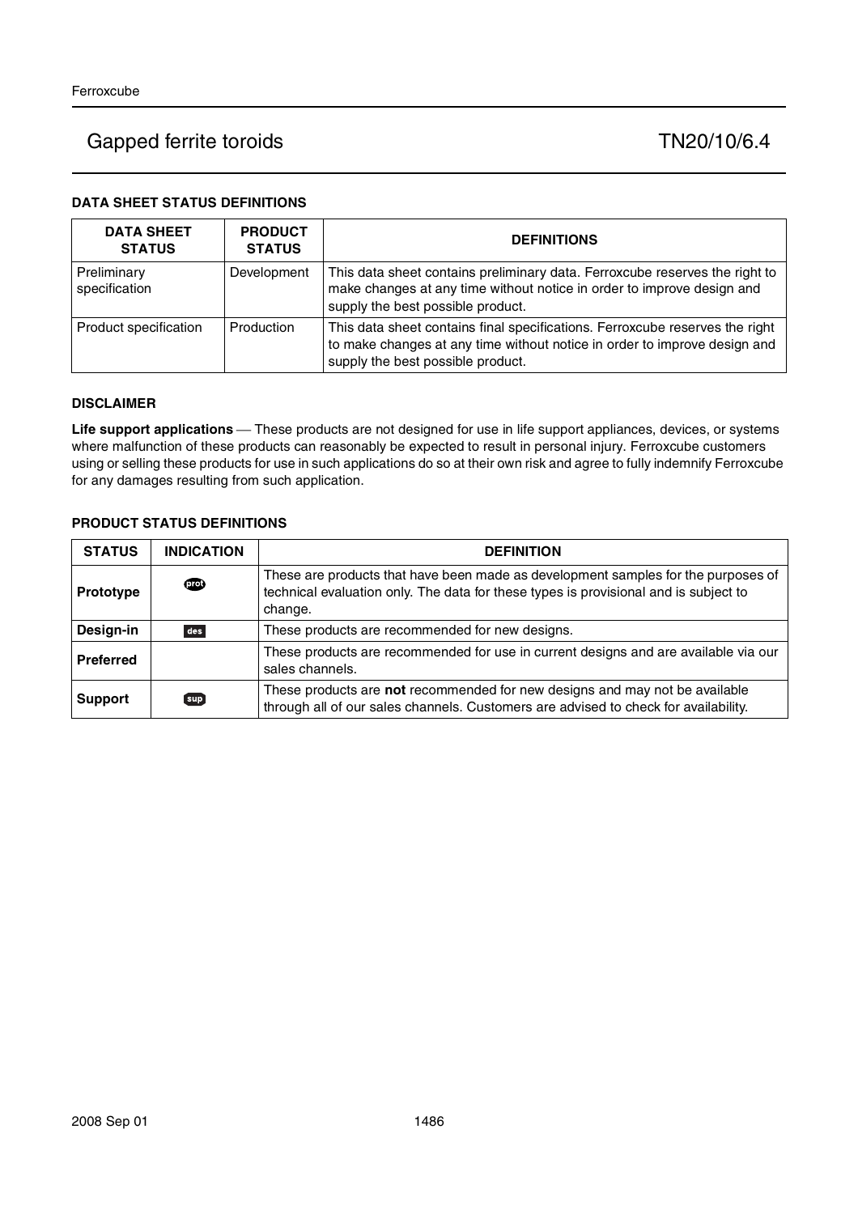## DATA SHEET STATUS DEFINITIONS

| DATA SHEET STATUS | PRODUCT STATUS | DEFINITIONS |
|---|---|---|
| Preliminary specification | Development | This data sheet contains preliminary data. Ferroxcube reserves the right to make changes at any time without notice in order to improve design and supply the best possible product. |
| Product specification | Production | This data sheet contains final specifications. Ferroxcube reserves the right to make changes at any time without notice in order to improve design and supply the best possible product. |

## DISCLAIMER

**Life support applications** — These products are not designed for use in life support appliances, devices, or systems where malfunction of these products can reasonably be expected to result in personal injury. Ferroxcube customers using or selling these products for use in such applications do so at their own risk and agree to fully indemnify Ferroxcube for any damages resulting from such application.

## PRODUCT STATUS DEFINITIONS

| STATUS | INDICATION | DEFINITION |
|---|---|---|
| **Prototype** | prot | These are products that have been made as development samples for the purposes of technical evaluation only. The data for these types is provisional and is subject to change. |
| **Design-in** | des | These products are recommended for new designs. |
| **Preferred** | | These products are recommended for use in current designs and are available via our sales channels. |
| **Support** | sup | These products are **not** recommended for new designs and may not be available through all of our sales channels. Customers are advised to check for availability. |